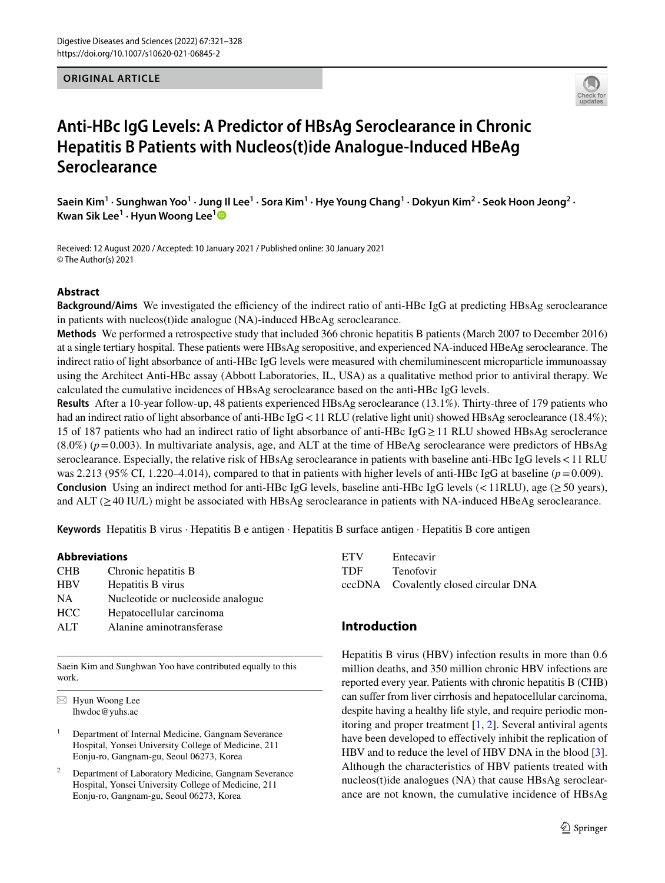ORIGINAL ARTICLE

# Anti-HBc IgG Levels: A Predictor of HBsAg Seroclearance in Chronic Hepatitis B Patients with Nucleos(t)ide Analogue-Induced HBeAg Seroclearance

Saein Kim[1] · Sunghwan Yoo[1] · Jung Il Lee[1] · Sora Kim[1] · Hye Young Chang[1] · Dokyun Kim[2] · Seok Hoon Jeong[2] · Kwan Sik Lee[1] · Hyun Woong Lee[1]

Received: 12 August 2020 / Accepted: 10 January 2021 / Published online: 30 January 2021
© The Author(s) 2021

## Abstract

**Background/Aims** We investigated the efficiency of the indirect ratio of anti-HBc IgG at predicting HBsAg seroclearance in patients with nucleos(t)ide analogue (NA)-induced HBeAg seroclearance.

**Methods** We performed a retrospective study that included 366 chronic hepatitis B patients (March 2007 to December 2016) at a single tertiary hospital. These patients were HBsAg seropositive, and experienced NA-induced HBeAg seroclearance. The indirect ratio of light absorbance of anti-HBc IgG levels were measured with chemiluminescent microparticle immunoassay using the Architect Anti-HBc assay (Abbott Laboratories, IL, USA) as a qualitative method prior to antiviral therapy. We calculated the cumulative incidences of HBsAg seroclearance based on the anti-HBc IgG levels.

**Results** After a 10-year follow-up, 48 patients experienced HBsAg seroclearance (13.1%). Thirty-three of 179 patients who had an indirect ratio of light absorbance of anti-HBc IgG < 11 RLU (relative light unit) showed HBsAg seroclearance (18.4%); 15 of 187 patients who had an indirect ratio of light absorbance of anti-HBc IgG ≥ 11 RLU showed HBsAg seroclearance (8.0%) ($p = 0.003$). In multivariate analysis, age, and ALT at the time of HBeAg seroclearance were predictors of HBsAg seroclearance. Especially, the relative risk of HBsAg seroclearance in patients with baseline anti-HBc IgG levels < 11 RLU was 2.213 (95% CI, 1.220–4.014), compared to that in patients with higher levels of anti-HBc IgG at baseline ($p = 0.009$).

**Conclusion** Using an indirect method for anti-HBc IgG levels, baseline anti-HBc IgG levels (< 11RLU), age (≥ 50 years), and ALT (≥ 40 IU/L) might be associated with HBsAg seroclearance in patients with NA-induced HBeAg seroclearance.

**Keywords** Hepatitis B virus · Hepatitis B e antigen · Hepatitis B surface antigen · Hepatitis B core antigen

### Abbreviations

| | |
|---|---|
| CHB | Chronic hepatitis B |
| HBV | Hepatitis B virus |
| NA | Nucleotide or nucleoside analogue |
| HCC | Hepatocellular carcinoma |
| ALT | Alanine aminotransferase |
| ETV | Entecavir |
| TDF | Tenofovir |
| cccDNA | Covalently closed circular DNA |

Saein Kim and Sunghwan Yoo have contributed equally to this work.

✉ Hyun Woong Lee
lhwdoc@yuhs.ac

[1] Department of Internal Medicine, Gangnam Severance Hospital, Yonsei University College of Medicine, 211 Eonju-ro, Gangnam-gu, Seoul 06273, Korea

[2] Department of Laboratory Medicine, Gangnam Severance Hospital, Yonsei University College of Medicine, 211 Eonju-ro, Gangnam-gu, Seoul 06273, Korea

## Introduction

Hepatitis B virus (HBV) infection results in more than 0.6 million deaths, and 350 million chronic HBV infections are reported every year. Patients with chronic hepatitis B (CHB) can suffer from liver cirrhosis and hepatocellular carcinoma, despite having a healthy life style, and require periodic monitoring and proper treatment [1, 2]. Several antiviral agents have been developed to effectively inhibit the replication of HBV and to reduce the level of HBV DNA in the blood [3]. Although the characteristics of HBV patients treated with nucleos(t)ide analogues (NA) that cause HBsAg seroclearance are not known, the cumulative incidence of HBsAg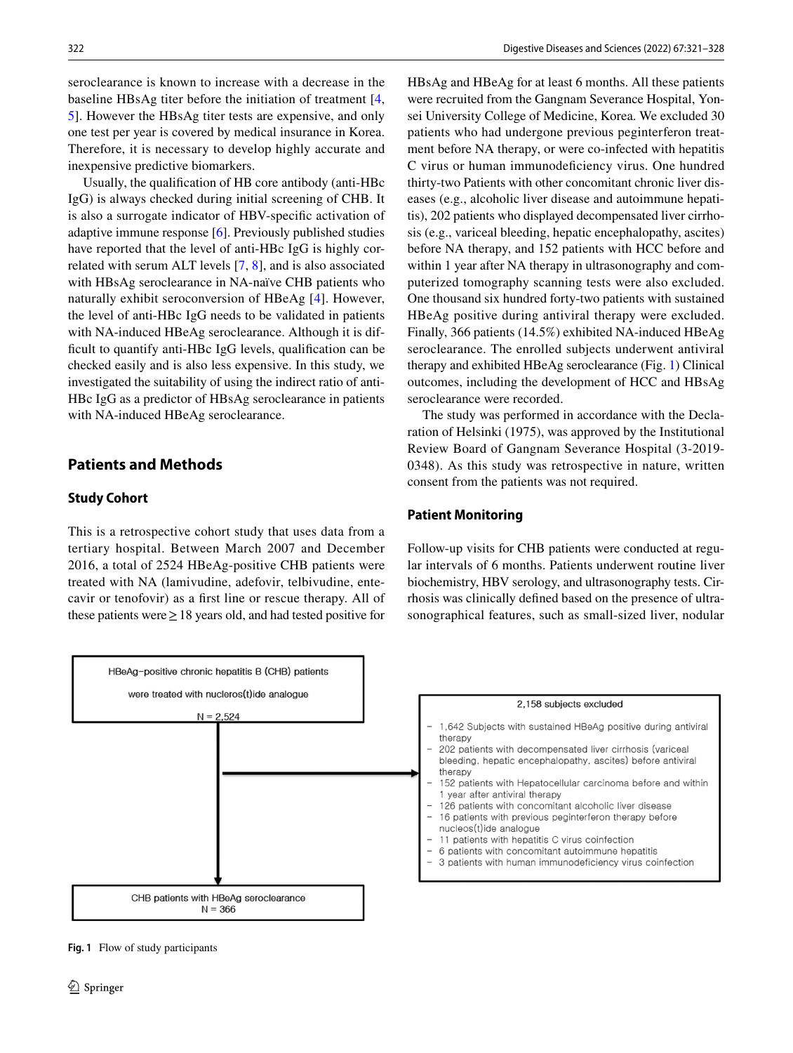seroclearance is known to increase with a decrease in the baseline HBsAg titer before the initiation of treatment [4, 5]. However the HBsAg titer tests are expensive, and only one test per year is covered by medical insurance in Korea. Therefore, it is necessary to develop highly accurate and inexpensive predictive biomarkers.

Usually, the qualification of HB core antibody (anti-HBc IgG) is always checked during initial screening of CHB. It is also a surrogate indicator of HBV-specific activation of adaptive immune response [6]. Previously published studies have reported that the level of anti-HBc IgG is highly correlated with serum ALT levels [7, 8], and is also associated with HBsAg seroclearance in NA-naïve CHB patients who naturally exhibit seroconversion of HBeAg [4]. However, the level of anti-HBc IgG needs to be validated in patients with NA-induced HBeAg seroclearance. Although it is difficult to quantify anti-HBc IgG levels, qualification can be checked easily and is also less expensive. In this study, we investigated the suitability of using the indirect ratio of anti-HBc IgG as a predictor of HBsAg seroclearance in patients with NA-induced HBeAg seroclearance.

## Patients and Methods

### Study Cohort

This is a retrospective cohort study that uses data from a tertiary hospital. Between March 2007 and December 2016, a total of 2524 HBeAg-positive CHB patients were treated with NA (lamivudine, adefovir, telbivudine, entecavir or tenofovir) as a first line or rescue therapy. All of these patients were ≥ 18 years old, and had tested positive for HBsAg and HBeAg for at least 6 months. All these patients were recruited from the Gangnam Severance Hospital, Yonsei University College of Medicine, Korea. We excluded 30 patients who had undergone previous peginterferon treatment before NA therapy, or were co-infected with hepatitis C virus or human immunodeficiency virus. One hundred thirty-two Patients with other concomitant chronic liver diseases (e.g., alcoholic liver disease and autoimmune hepatitis), 202 patients who displayed decompensated liver cirrhosis (e.g., variceal bleeding, hepatic encephalopathy, ascites) before NA therapy, and 152 patients with HCC before and within 1 year after NA therapy in ultrasonography and computerized tomography scanning tests were also excluded. One thousand six hundred forty-two patients with sustained HBeAg positive during antiviral therapy were excluded. Finally, 366 patients (14.5%) exhibited NA-induced HBeAg seroclearance. The enrolled subjects underwent antiviral therapy and exhibited HBeAg seroclearance (Fig. 1) Clinical outcomes, including the development of HCC and HBsAg seroclearance were recorded.

The study was performed in accordance with the Declaration of Helsinki (1975), was approved by the Institutional Review Board of Gangnam Severance Hospital (3-2019-0348). As this study was retrospective in nature, written consent from the patients was not required.

### Patient Monitoring

Follow-up visits for CHB patients were conducted at regular intervals of 6 months. Patients underwent routine liver biochemistry, HBV serology, and ultrasonography tests. Cirrhosis was clinically defined based on the presence of ultrasonographical features, such as small-sized liver, nodular

HBeAg-positive chronic hepatitis B (CHB) patients were treated with nucleos(t)ide analogue
N = 2,524

2,158 subjects excluded

- 1,642 Subjects with sustained HBeAg positive during antiviral therapy
- 202 patients with decompensated liver cirrhosis (variceal bleeding, hepatic encephalopathy, ascites) before antiviral therapy
- 152 patients with Hepatocellular carcinoma before and within 1 year after antiviral therapy
- 126 patients with concomitant alcoholic liver disease
- 16 patients with previous peginterferon therapy before nucleos(t)ide analogue
- 11 patients with hepatitis C virus coinfection
- 6 patients with concomitant autoimmune hepatitis
- 3 patients with human immunodeficiency virus coinfection

CHB patients with HBeAg seroclearance
N = 366

**Fig. 1** Flow of study participants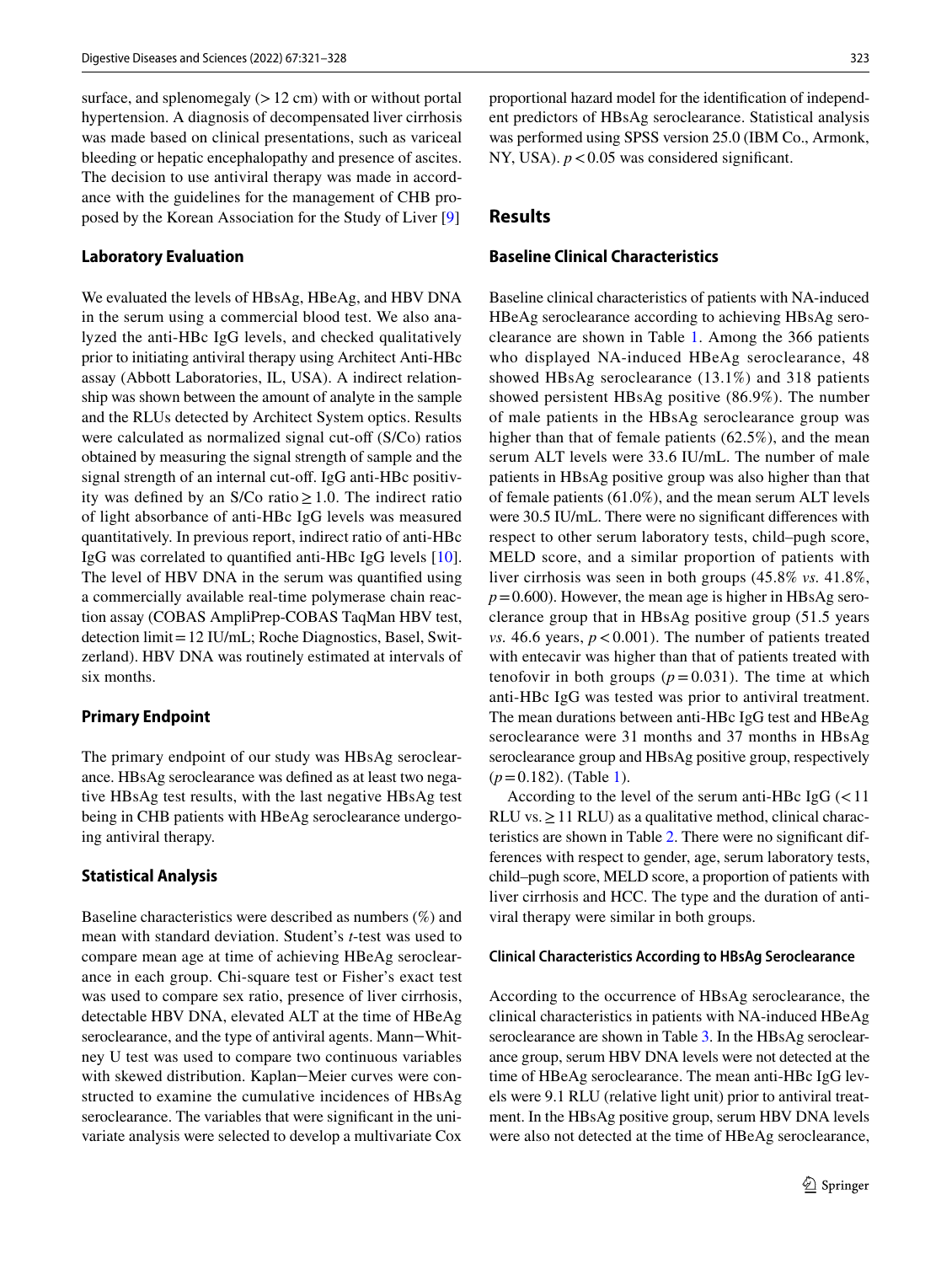surface, and splenomegaly (> 12 cm) with or without portal hypertension. A diagnosis of decompensated liver cirrhosis was made based on clinical presentations, such as variceal bleeding or hepatic encephalopathy and presence of ascites. The decision to use antiviral therapy was made in accordance with the guidelines for the management of CHB proposed by the Korean Association for the Study of Liver [9]

### Laboratory Evaluation

We evaluated the levels of HBsAg, HBeAg, and HBV DNA in the serum using a commercial blood test. We also analyzed the anti-HBc IgG levels, and checked qualitatively prior to initiating antiviral therapy using Architect Anti-HBc assay (Abbott Laboratories, IL, USA). A indirect relationship was shown between the amount of analyte in the sample and the RLUs detected by Architect System optics. Results were calculated as normalized signal cut-off (S/Co) ratios obtained by measuring the signal strength of sample and the signal strength of an internal cut-off. IgG anti-HBc positivity was defined by an S/Co ratio ≥ 1.0. The indirect ratio of light absorbance of anti-HBc IgG levels was measured quantitatively. In previous report, indirect ratio of anti-HBc IgG was correlated to quantified anti-HBc IgG levels [10]. The level of HBV DNA in the serum was quantified using a commercially available real-time polymerase chain reaction assay (COBAS AmpliPrep-COBAS TaqMan HBV test, detection limit = 12 IU/mL; Roche Diagnostics, Basel, Switzerland). HBV DNA was routinely estimated at intervals of six months.

### Primary Endpoint

The primary endpoint of our study was HBsAg seroclearance. HBsAg seroclearance was defined as at least two negative HBsAg test results, with the last negative HBsAg test being in CHB patients with HBeAg seroclearance undergoing antiviral therapy.

### Statistical Analysis

Baseline characteristics were described as numbers (%) and mean with standard deviation. Student's *t*-test was used to compare mean age at time of achieving HBeAg seroclearance in each group. Chi-square test or Fisher's exact test was used to compare sex ratio, presence of liver cirrhosis, detectable HBV DNA, elevated ALT at the time of HBeAg seroclearance, and the type of antiviral agents. Mann−Whitney U test was used to compare two continuous variables with skewed distribution. Kaplan−Meier curves were constructed to examine the cumulative incidences of HBsAg seroclearance. The variables that were significant in the univariate analysis were selected to develop a multivariate Cox proportional hazard model for the identification of independent predictors of HBsAg seroclearance. Statistical analysis was performed using SPSS version 25.0 (IBM Co., Armonk, NY, USA). $p < 0.05$ was considered significant.

## Results

### Baseline Clinical Characteristics

Baseline clinical characteristics of patients with NA-induced HBeAg seroclearance according to achieving HBsAg seroclearance are shown in Table 1. Among the 366 patients who displayed NA-induced HBeAg seroclearance, 48 showed HBsAg seroclearance (13.1%) and 318 patients showed persistent HBsAg positive (86.9%). The number of male patients in the HBsAg seroclearance group was higher than that of female patients (62.5%), and the mean serum ALT levels were 33.6 IU/mL. The number of male patients in HBsAg positive group was also higher than that of female patients (61.0%), and the mean serum ALT levels were 30.5 IU/mL. There were no significant differences with respect to other serum laboratory tests, child–pugh score, MELD score, and a similar proportion of patients with liver cirrhosis was seen in both groups (45.8% *vs*. 41.8%, $p = 0.600$). However, the mean age is higher in HBsAg seroclerance group that in HBsAg positive group (51.5 years *vs.* 46.6 years, $p < 0.001$). The number of patients treated with entecavir was higher than that of patients treated with tenofovir in both groups ($p = 0.031$). The time at which anti-HBc IgG was tested was prior to antiviral treatment. The mean durations between anti-HBc IgG test and HBeAg seroclearance were 31 months and 37 months in HBsAg seroclearance group and HBsAg positive group, respectively ($p = 0.182$). (Table 1).

According to the level of the serum anti-HBc IgG (< 11 RLU vs. ≥ 11 RLU) as a qualitative method, clinical characteristics are shown in Table 2. There were no significant differences with respect to gender, age, serum laboratory tests, child–pugh score, MELD score, a proportion of patients with liver cirrhosis and HCC. The type and the duration of antiviral therapy were similar in both groups.

#### Clinical Characteristics According to HBsAg Seroclearance

According to the occurrence of HBsAg seroclearance, the clinical characteristics in patients with NA-induced HBeAg seroclearance are shown in Table 3. In the HBsAg seroclearance group, serum HBV DNA levels were not detected at the time of HBeAg seroclearance. The mean anti-HBc IgG levels were 9.1 RLU (relative light unit) prior to antiviral treatment. In the HBsAg positive group, serum HBV DNA levels were also not detected at the time of HBeAg seroclearance,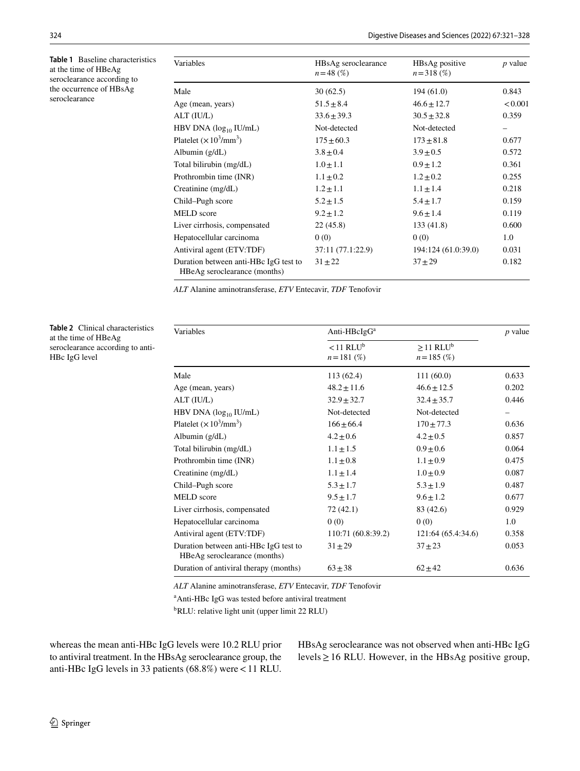**Table 1** Baseline characteristics at the time of HBeAg seroclearance according to the occurrence of HBsAg seroclearance

| Variables | HBsAg seroclearance $n=48$ (%) | HBsAg positive $n=318$ (%) | *p* value |
|---|---|---|---|
| Male | 30 (62.5) | 194 (61.0) | 0.843 |
| Age (mean, years) | $51.5 \pm 8.4$ | $46.6 \pm 12.7$ | < 0.001 |
| ALT (IU/L) | $33.6 \pm 39.3$ | $30.5 \pm 32.8$ | 0.359 |
| HBV DNA ($\log_{10}$ IU/mL) | Not-detected | Not-detected | – |
| Platelet ($\times 10^3$/mm$^3$) | $175 \pm 60.3$ | $173 \pm 81.8$ | 0.677 |
| Albumin (g/dL) | $3.8 \pm 0.4$ | $3.9 \pm 0.5$ | 0.572 |
| Total bilirubin (mg/dL) | $1.0 \pm 1.1$ | $0.9 \pm 1.2$ | 0.361 |
| Prothrombin time (INR) | $1.1 \pm 0.2$ | $1.2 \pm 0.2$ | 0.255 |
| Creatinine (mg/dL) | $1.2 \pm 1.1$ | $1.1 \pm 1.4$ | 0.218 |
| Child–Pugh score | $5.2 \pm 1.5$ | $5.4 \pm 1.7$ | 0.159 |
| MELD score | $9.2 \pm 1.2$ | $9.6 \pm 1.4$ | 0.119 |
| Liver cirrhosis, compensated | 22 (45.8) | 133 (41.8) | 0.600 |
| Hepatocellular carcinoma | 0 (0) | 0 (0) | 1.0 |
| Antiviral agent (ETV:TDF) | 37:11 (77.1:22.9) | 194:124 (61.0:39.0) | 0.031 |
| Duration between anti-HBc IgG test to HBeAg seroclearance (months) | $31 \pm 22$ | $37 \pm 29$ | 0.182 |

*ALT* Alanine aminotransferase, *ETV* Entecavir, *TDF* Tenofovir

**Table 2** Clinical characteristics at the time of HBeAg seroclearance according to anti-HBc IgG level

| Variables | Anti-HBcIgG[a] | | *p* value |
|---|---|---|---|
| | < 11 RLU[b] $n=181$ (%) | ≥ 11 RLU[b] $n=185$ (%) | |
| Male | 113 (62.4) | 111 (60.0) | 0.633 |
| Age (mean, years) | $48.2 \pm 11.6$ | $46.6 \pm 12.5$ | 0.202 |
| ALT (IU/L) | $32.9 \pm 32.7$ | $32.4 \pm 35.7$ | 0.446 |
| HBV DNA ($\log_{10}$ IU/mL) | Not-detected | Not-detected | – |
| Platelet ($\times 10^3$/mm$^3$) | $166 \pm 66.4$ | $170 \pm 77.3$ | 0.636 |
| Albumin (g/dL) | $4.2 \pm 0.6$ | $4.2 \pm 0.5$ | 0.857 |
| Total bilirubin (mg/dL) | $1.1 \pm 1.5$ | $0.9 \pm 0.6$ | 0.064 |
| Prothrombin time (INR) | $1.1 \pm 0.8$ | $1.1 \pm 0.9$ | 0.475 |
| Creatinine (mg/dL) | $1.1 \pm 1.4$ | $1.0 \pm 0.9$ | 0.087 |
| Child–Pugh score | $5.3 \pm 1.7$ | $5.3 \pm 1.9$ | 0.487 |
| MELD score | $9.5 \pm 1.7$ | $9.6 \pm 1.2$ | 0.677 |
| Liver cirrhosis, compensated | 72 (42.1) | 83 (42.6) | 0.929 |
| Hepatocellular carcinoma | 0 (0) | 0 (0) | 1.0 |
| Antiviral agent (ETV:TDF) | 110:71 (60.8:39.2) | 121:64 (65.4:34.6) | 0.358 |
| Duration between anti-HBc IgG test to HBeAg seroclearance (months) | $31 \pm 29$ | $37 \pm 23$ | 0.053 |
| Duration of antiviral therapy (months) | $63 \pm 38$ | $62 \pm 42$ | 0.636 |

*ALT* Alanine aminotransferase, *ETV* Entecavir, *TDF* Tenofovir

[a]Anti-HBc IgG was tested before antiviral treatment

[b]RLU: relative light unit (upper limit 22 RLU)

whereas the mean anti-HBc IgG levels were 10.2 RLU prior to antiviral treatment. In the HBsAg seroclearance group, the anti-HBc IgG levels in 33 patients (68.8%) were < 11 RLU. HBsAg seroclearance was not observed when anti-HBc IgG levels ≥ 16 RLU. However, in the HBsAg positive group,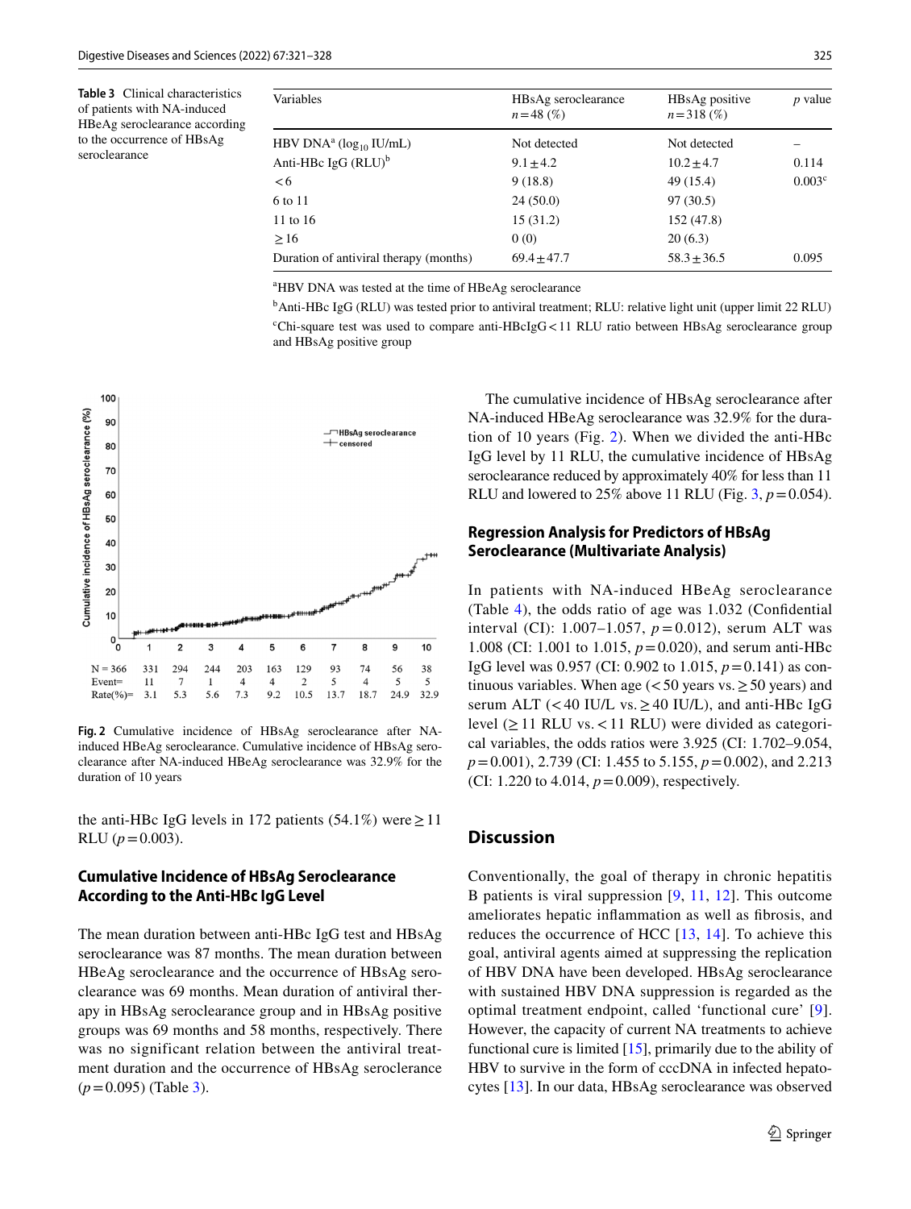**Table 3** Clinical characteristics of patients with NA-induced HBeAg seroclearance according to the occurrence of HBsAg seroclearance

| Variables | HBsAg seroclearance $n=48$ (%) | HBsAg positive $n=318$ (%) | *p* value |
|---|---|---|---|
| HBV DNA[a] ($\log_{10}$ IU/mL) | Not detected | Not detected | – |
| Anti-HBc IgG (RLU)[b] | 9.1 ± 4.2 | 10.2 ± 4.7 | 0.114 |
| < 6 | 9 (18.8) | 49 (15.4) | 0.003[c] |
| 6 to 11 | 24 (50.0) | 97 (30.5) | |
| 11 to 16 | 15 (31.2) | 152 (47.8) | |
| ≥ 16 | 0 (0) | 20 (6.3) | |
| Duration of antiviral therapy (months) | 69.4 ± 47.7 | 58.3 ± 36.5 | 0.095 |

[a]HBV DNA was tested at the time of HBeAg seroclearance

[b]Anti-HBc IgG (RLU) was tested prior to antiviral treatment; RLU: relative light unit (upper limit 22 RLU)

[c]Chi-square test was used to compare anti-HBcIgG < 11 RLU ratio between HBsAg seroclearance group and HBsAg positive group

**Fig. 2** Cumulative incidence of HBsAg seroclearance after NA-induced HBeAg seroclearance. Cumulative incidence of HBsAg seroclearance after NA-induced HBeAg seroclearance was 32.9% for the duration of 10 years

the anti-HBc IgG levels in 172 patients (54.1%) were ≥ 11 RLU ($p=0.003$).

### Cumulative Incidence of HBsAg Seroclearance According to the Anti-HBc IgG Level

The mean duration between anti-HBc IgG test and HBsAg seroclearance was 87 months. The mean duration between HBeAg seroclearance and the occurrence of HBsAg seroclearance was 69 months. Mean duration of antiviral therapy in HBsAg seroclearance group and in HBsAg positive groups was 69 months and 58 months, respectively. There was no significant relation between the antiviral treatment duration and the occurrence of HBsAg seroclearance ($p=0.095$) (Table 3).

The cumulative incidence of HBsAg seroclearance after NA-induced HBeAg seroclearance was 32.9% for the duration of 10 years (Fig. 2). When we divided the anti-HBc IgG level by 11 RLU, the cumulative incidence of HBsAg seroclearance reduced by approximately 40% for less than 11 RLU and lowered to 25% above 11 RLU (Fig. 3, $p=0.054$).

### Regression Analysis for Predictors of HBsAg Seroclearance (Multivariate Analysis)

In patients with NA-induced HBeAg seroclearance (Table 4), the odds ratio of age was 1.032 (Confidential interval (CI): 1.007–1.057, $p=0.012$), serum ALT was 1.008 (CI: 1.001 to 1.015, $p=0.020$), and serum anti-HBc IgG level was 0.957 (CI: 0.902 to 1.015, $p=0.141$) as continuous variables. When age (< 50 years vs. ≥ 50 years) and serum ALT (< 40 IU/L vs. ≥ 40 IU/L), and anti-HBc IgG level (≥ 11 RLU vs. < 11 RLU) were divided as categorical variables, the odds ratios were 3.925 (CI: 1.702–9.054, $p=0.001$), 2.739 (CI: 1.455 to 5.155, $p=0.002$), and 2.213 (CI: 1.220 to 4.014, $p=0.009$), respectively.

## Discussion

Conventionally, the goal of therapy in chronic hepatitis B patients is viral suppression [9, 11, 12]. This outcome ameliorates hepatic inflammation as well as fibrosis, and reduces the occurrence of HCC [13, 14]. To achieve this goal, antiviral agents aimed at suppressing the replication of HBV DNA have been developed. HBsAg seroclearance with sustained HBV DNA suppression is regarded as the optimal treatment endpoint, called 'functional cure' [9]. However, the capacity of current NA treatments to achieve functional cure is limited [15], primarily due to the ability of HBV to survive in the form of cccDNA in infected hepatocytes [13]. In our data, HBsAg seroclearance was observed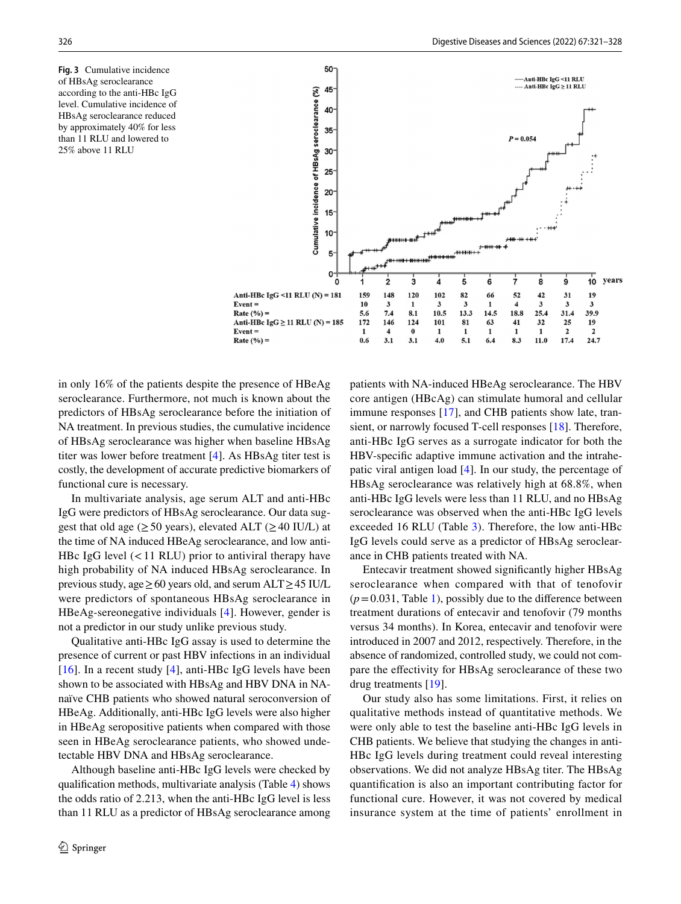**Fig. 3** Cumulative incidence of HBsAg seroclearance according to the anti-HBc IgG level. Cumulative incidence of HBsAg seroclearance reduced by approximately 40% for less than 11 RLU and lowered to 25% above 11 RLU

| years | 1 | 2 | 3 | 4 | 5 | 6 | 7 | 8 | 9 | 10 |
|---|---|---|---|---|---|---|---|---|---|---|
| Anti-HBc IgG <11 RLU (N) = 181 | 159 | 148 | 120 | 102 | 82 | 66 | 52 | 42 | 31 | 19 |
| Event = | 10 | 3 | 1 | 3 | 3 | 1 | 4 | 3 | 3 | 3 |
| Rate (%) = | 5.6 | 7.4 | 8.1 | 10.5 | 13.3 | 14.5 | 18.8 | 25.4 | 31.4 | 39.9 |
| Anti-HBc IgG ≥ 11 RLU (N) = 185 | 172 | 146 | 124 | 101 | 81 | 63 | 41 | 32 | 25 | 19 |
| Event = | 1 | 4 | 0 | 1 | 1 | 1 | 1 | 1 | 2 | 2 |
| Rate (%) = | 0.6 | 3.1 | 3.1 | 4.0 | 5.1 | 6.4 | 8.3 | 11.0 | 17.4 | 24.7 |

in only 16% of the patients despite the presence of HBeAg seroclearance. Furthermore, not much is known about the predictors of HBsAg seroclearance before the initiation of NA treatment. In previous studies, the cumulative incidence of HBsAg seroclearance was higher when baseline HBsAg titer was lower before treatment [4]. As HBsAg titer test is costly, the development of accurate predictive biomarkers of functional cure is necessary.

In multivariate analysis, age serum ALT and anti-HBc IgG were predictors of HBsAg seroclearance. Our data suggest that old age (≥ 50 years), elevated ALT (≥ 40 IU/L) at the time of NA induced HBeAg seroclearance, and low anti-HBc IgG level (< 11 RLU) prior to antiviral therapy have high probability of NA induced HBsAg seroclearance. In previous study, age ≥ 60 years old, and serum ALT ≥ 45 IU/L were predictors of spontaneous HBsAg seroclearance in HBeAg-sereonegative individuals [4]. However, gender is not a predictor in our study unlike previous study.

Qualitative anti-HBc IgG assay is used to determine the presence of current or past HBV infections in an individual [16]. In a recent study [4], anti-HBc IgG levels have been shown to be associated with HBsAg and HBV DNA in NA-naïve CHB patients who showed natural seroconversion of HBeAg. Additionally, anti-HBc IgG levels were also higher in HBeAg seropositive patients when compared with those seen in HBeAg seroclearance patients, who showed undetectable HBV DNA and HBsAg seroclearance.

Although baseline anti-HBc IgG levels were checked by qualification methods, multivariate analysis (Table 4) shows the odds ratio of 2.213, when the anti-HBc IgG level is less than 11 RLU as a predictor of HBsAg seroclearance among patients with NA-induced HBeAg seroclearance. The HBV core antigen (HBcAg) can stimulate humoral and cellular immune responses [17], and CHB patients show late, transient, or narrowly focused T-cell responses [18]. Therefore, anti-HBc IgG serves as a surrogate indicator for both the HBV-specific adaptive immune activation and the intrahepatic viral antigen load [4]. In our study, the percentage of HBsAg seroclearance was relatively high at 68.8%, when anti-HBc IgG levels were less than 11 RLU, and no HBsAg seroclearance was observed when the anti-HBc IgG levels exceeded 16 RLU (Table 3). Therefore, the low anti-HBc IgG levels could serve as a predictor of HBsAg seroclearance in CHB patients treated with NA.

Entecavir treatment showed significantly higher HBsAg seroclearance when compared with that of tenofovir ($p = 0.031$, Table 1), possibly due to the difference between treatment durations of entecavir and tenofovir (79 months versus 34 months). In Korea, entecavir and tenofovir were introduced in 2007 and 2012, respectively. Therefore, in the absence of randomized, controlled study, we could not compare the effectivity for HBsAg seroclearance of these two drug treatments [19].

Our study also has some limitations. First, it relies on qualitative methods instead of quantitative methods. We were only able to test the baseline anti-HBc IgG levels in CHB patients. We believe that studying the changes in anti-HBc IgG levels during treatment could reveal interesting observations. We did not analyze HBsAg titer. The HBsAg quantification is also an important contributing factor for functional cure. However, it was not covered by medical insurance system at the time of patients' enrollment in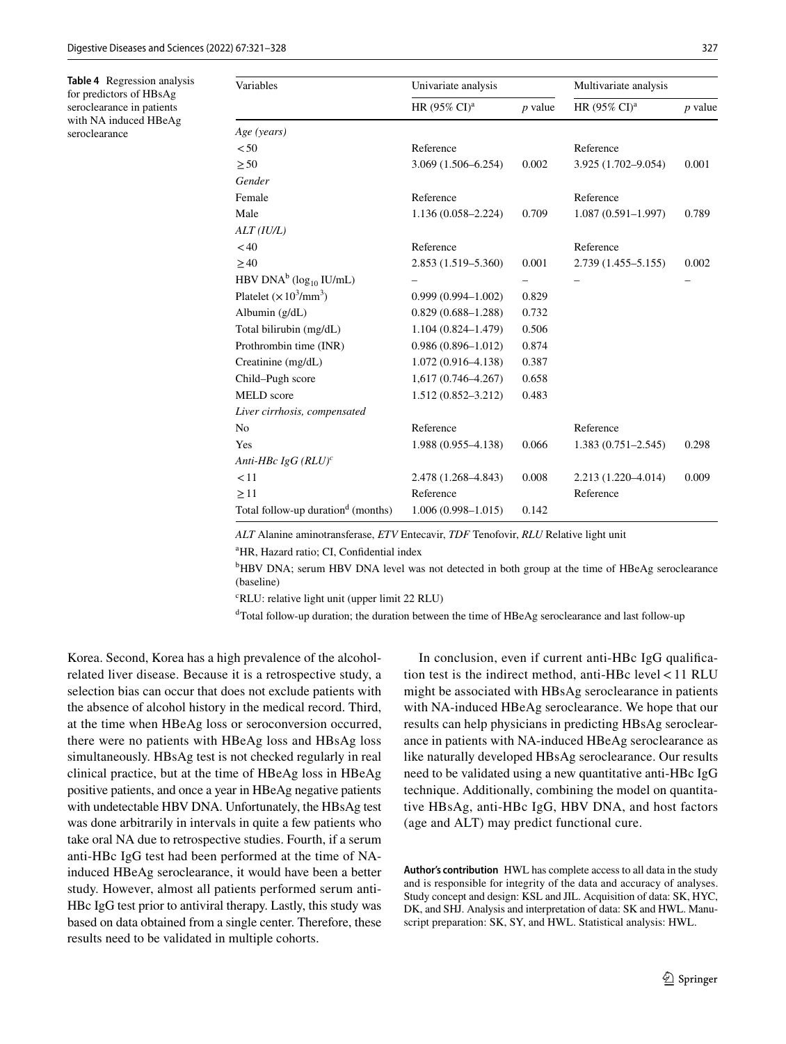**Table 4** Regression analysis for predictors of HBsAg seroclearance in patients with NA induced HBeAg seroclearance

| Variables | Univariate analysis | | Multivariate analysis | |
|---|---|---|---|---|
| | HR (95% CI)[a] | $p$ value | HR (95% CI)[a] | $p$ value |
| *Age (years)* | | | | |
| < 50 | Reference | | Reference | |
| ≥ 50 | 3.069 (1.506–6.254) | 0.002 | 3.925 (1.702–9.054) | 0.001 |
| *Gender* | | | | |
| Female | Reference | | Reference | |
| Male | 1.136 (0.058–2.224) | 0.709 | 1.087 (0.591–1.997) | 0.789 |
| *ALT (IU/L)* | | | | |
| < 40 | Reference | | Reference | |
| ≥ 40 | 2.853 (1.519–5.360) | 0.001 | 2.739 (1.455–5.155) | 0.002 |
| HBV DNA[b] ($\log_{10}$ IU/mL) | – | – | – | – |
| Platelet ($\times 10^3/\text{mm}^3$) | 0.999 (0.994–1.002) | 0.829 | | |
| Albumin (g/dL) | 0.829 (0.688–1.288) | 0.732 | | |
| Total bilirubin (mg/dL) | 1.104 (0.824–1.479) | 0.506 | | |
| Prothrombin time (INR) | 0.986 (0.896–1.012) | 0.874 | | |
| Creatinine (mg/dL) | 1.072 (0.916–4.138) | 0.387 | | |
| Child–Pugh score | 1,617 (0.746–4.267) | 0.658 | | |
| MELD score | 1.512 (0.852–3.212) | 0.483 | | |
| *Liver cirrhosis, compensated* | | | | |
| No | Reference | | Reference | |
| Yes | 1.988 (0.955–4.138) | 0.066 | 1.383 (0.751–2.545) | 0.298 |
| *Anti-HBc IgG (RLU)*[c] | | | | |
| < 11 | 2.478 (1.268–4.843) | 0.008 | 2.213 (1.220–4.014) | 0.009 |
| ≥ 11 | Reference | | Reference | |
| Total follow-up duration[d] (months) | 1.006 (0.998–1.015) | 0.142 | | |

*ALT* Alanine aminotransferase, *ETV* Entecavir, *TDF* Tenofovir, *RLU* Relative light unit

[a]HR, Hazard ratio; CI, Confidential index

[b]HBV DNA; serum HBV DNA level was not detected in both group at the time of HBeAg seroclearance (baseline)

[c]RLU: relative light unit (upper limit 22 RLU)

[d]Total follow-up duration; the duration between the time of HBeAg seroclearance and last follow-up

Korea. Second, Korea has a high prevalence of the alcohol-related liver disease. Because it is a retrospective study, a selection bias can occur that does not exclude patients with the absence of alcohol history in the medical record. Third, at the time when HBeAg loss or seroconversion occurred, there were no patients with HBeAg loss and HBsAg loss simultaneously. HBsAg test is not checked regularly in real clinical practice, but at the time of HBeAg loss in HBeAg positive patients, and once a year in HBeAg negative patients with undetectable HBV DNA. Unfortunately, the HBsAg test was done arbitrarily in intervals in quite a few patients who take oral NA due to retrospective studies. Fourth, if a serum anti-HBc IgG test had been performed at the time of NA-induced HBeAg seroclearance, it would have been a better study. However, almost all patients performed serum anti-HBc IgG test prior to antiviral therapy. Lastly, this study was based on data obtained from a single center. Therefore, these results need to be validated in multiple cohorts.

In conclusion, even if current anti-HBc IgG qualification test is the indirect method, anti-HBc level < 11 RLU might be associated with HBsAg seroclearance in patients with NA-induced HBeAg seroclearance. We hope that our results can help physicians in predicting HBsAg seroclearance in patients with NA-induced HBeAg seroclearance as like naturally developed HBsAg seroclearance. Our results need to be validated using a new quantitative anti-HBc IgG technique. Additionally, combining the model on quantitative HBsAg, anti-HBc IgG, HBV DNA, and host factors (age and ALT) may predict functional cure.

**Author's contribution** HWL has complete access to all data in the study and is responsible for integrity of the data and accuracy of analyses. Study concept and design: KSL and JIL. Acquisition of data: SK, HYC, DK, and SHJ. Analysis and interpretation of data: SK and HWL. Manuscript preparation: SK, SY, and HWL. Statistical analysis: HWL.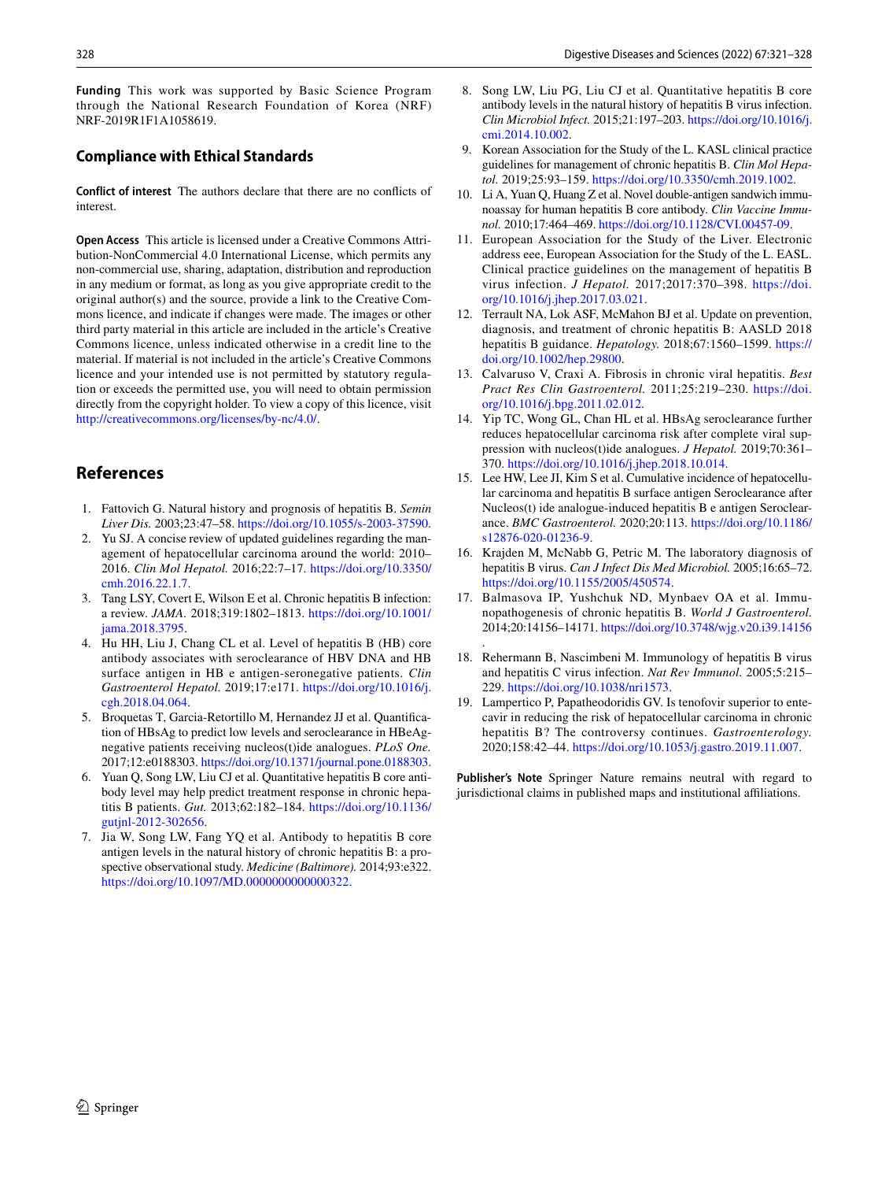**Funding** This work was supported by Basic Science Program through the National Research Foundation of Korea (NRF) NRF-2019R1F1A1058619.

## Compliance with Ethical Standards

**Conflict of interest** The authors declare that there are no conflicts of interest.

**Open Access** This article is licensed under a Creative Commons Attribution-NonCommercial 4.0 International License, which permits any non-commercial use, sharing, adaptation, distribution and reproduction in any medium or format, as long as you give appropriate credit to the original author(s) and the source, provide a link to the Creative Commons licence, and indicate if changes were made. The images or other third party material in this article are included in the article's Creative Commons licence, unless indicated otherwise in a credit line to the material. If material is not included in the article's Creative Commons licence and your intended use is not permitted by statutory regulation or exceeds the permitted use, you will need to obtain permission directly from the copyright holder. To view a copy of this licence, visit http://creativecommons.org/licenses/by-nc/4.0/.

## References

1. Fattovich G. Natural history and prognosis of hepatitis B. *Semin Liver Dis.* 2003;23:47–58. https://doi.org/10.1055/s-2003-37590.
2. Yu SJ. A concise review of updated guidelines regarding the management of hepatocellular carcinoma around the world: 2010–2016. *Clin Mol Hepatol.* 2016;22:7–17. https://doi.org/10.3350/cmh.2016.22.1.7.
3. Tang LSY, Covert E, Wilson E et al. Chronic hepatitis B infection: a review. *JAMA*. 2018;319:1802–1813. https://doi.org/10.1001/jama.2018.3795.
4. Hu HH, Liu J, Chang CL et al. Level of hepatitis B (HB) core antibody associates with seroclearance of HBV DNA and HB surface antigen in HB e antigen-seronegative patients. *Clin Gastroenterol Hepatol.* 2019;17:e171. https://doi.org/10.1016/j.cgh.2018.04.064.
5. Broquetas T, Garcia-Retortillo M, Hernandez JJ et al. Quantification of HBsAg to predict low levels and seroclearance in HBeAg-negative patients receiving nucleos(t)ide analogues. *PLoS One.* 2017;12:e0188303. https://doi.org/10.1371/journal.pone.0188303.
6. Yuan Q, Song LW, Liu CJ et al. Quantitative hepatitis B core antibody level may help predict treatment response in chronic hepatitis B patients. *Gut.* 2013;62:182–184. https://doi.org/10.1136/gutjnl-2012-302656.
7. Jia W, Song LW, Fang YQ et al. Antibody to hepatitis B core antigen levels in the natural history of chronic hepatitis B: a prospective observational study. *Medicine (Baltimore).* 2014;93:e322. https://doi.org/10.1097/MD.0000000000000322.
8. Song LW, Liu PG, Liu CJ et al. Quantitative hepatitis B core antibody levels in the natural history of hepatitis B virus infection. *Clin Microbiol Infect.* 2015;21:197–203. https://doi.org/10.1016/j.cmi.2014.10.002.
9. Korean Association for the Study of the L. KASL clinical practice guidelines for management of chronic hepatitis B. *Clin Mol Hepatol.* 2019;25:93–159. https://doi.org/10.3350/cmh.2019.1002.
10. Li A, Yuan Q, Huang Z et al. Novel double-antigen sandwich immunoassay for human hepatitis B core antibody. *Clin Vaccine Immunol.* 2010;17:464–469. https://doi.org/10.1128/CVI.00457-09.
11. European Association for the Study of the Liver. Electronic address eee, European Association for the Study of the L. EASL. Clinical practice guidelines on the management of hepatitis B virus infection. *J Hepatol.* 2017;2017:370–398. https://doi.org/10.1016/j.jhep.2017.03.021.
12. Terrault NA, Lok ASF, McMahon BJ et al. Update on prevention, diagnosis, and treatment of chronic hepatitis B: AASLD 2018 hepatitis B guidance. *Hepatology.* 2018;67:1560–1599. https://doi.org/10.1002/hep.29800.
13. Calvaruso V, Craxi A. Fibrosis in chronic viral hepatitis. *Best Pract Res Clin Gastroenterol.* 2011;25:219–230. https://doi.org/10.1016/j.bpg.2011.02.012.
14. Yip TC, Wong GL, Chan HL et al. HBsAg seroclearance further reduces hepatocellular carcinoma risk after complete viral suppression with nucleos(t)ide analogues. *J Hepatol.* 2019;70:361–370. https://doi.org/10.1016/j.jhep.2018.10.014.
15. Lee HW, Lee JI, Kim S et al. Cumulative incidence of hepatocellular carcinoma and hepatitis B surface antigen Seroclearance after Nucleos(t) ide analogue-induced hepatitis B e antigen Seroclearance. *BMC Gastroenterol.* 2020;20:113. https://doi.org/10.1186/s12876-020-01236-9.
16. Krajden M, McNabb G, Petric M. The laboratory diagnosis of hepatitis B virus. *Can J Infect Dis Med Microbiol.* 2005;16:65–72. https://doi.org/10.1155/2005/450574.
17. Balmasova IP, Yushchuk ND, Mynbaev OA et al. Immunopathogenesis of chronic hepatitis B. *World J Gastroenterol.* 2014;20:14156–14171. https://doi.org/10.3748/wjg.v20.i39.14156.
18. Rehermann B, Nascimbeni M. Immunology of hepatitis B virus and hepatitis C virus infection. *Nat Rev Immunol.* 2005;5:215–229. https://doi.org/10.1038/nri1573.
19. Lampertico P, Papatheodoridis GV. Is tenofovir superior to entecavir in reducing the risk of hepatocellular carcinoma in chronic hepatitis B? The controversy continues. *Gastroenterology.* 2020;158:42–44. https://doi.org/10.1053/j.gastro.2019.11.007.

**Publisher's Note** Springer Nature remains neutral with regard to jurisdictional claims in published maps and institutional affiliations.